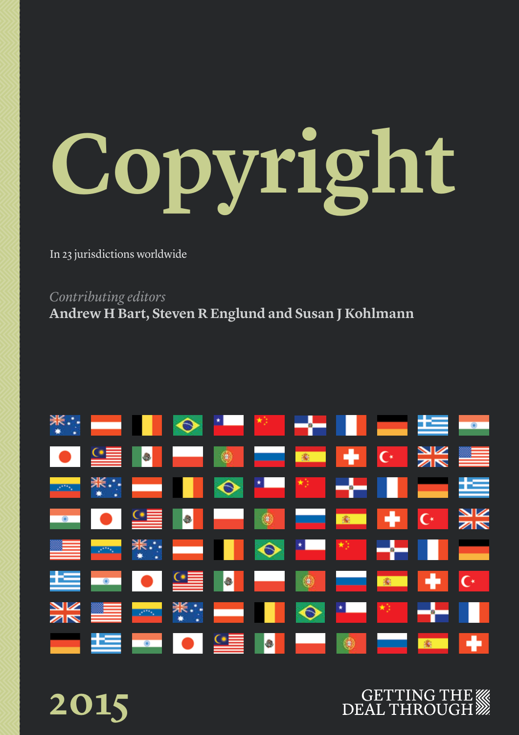# Copyright

In 23 jurisdictions worldwide

*Contributing editors*

**Andrew H Bart, Steven R Englund and Susan J Kohlmann**

2015

GETTING THE DEAL THROUGH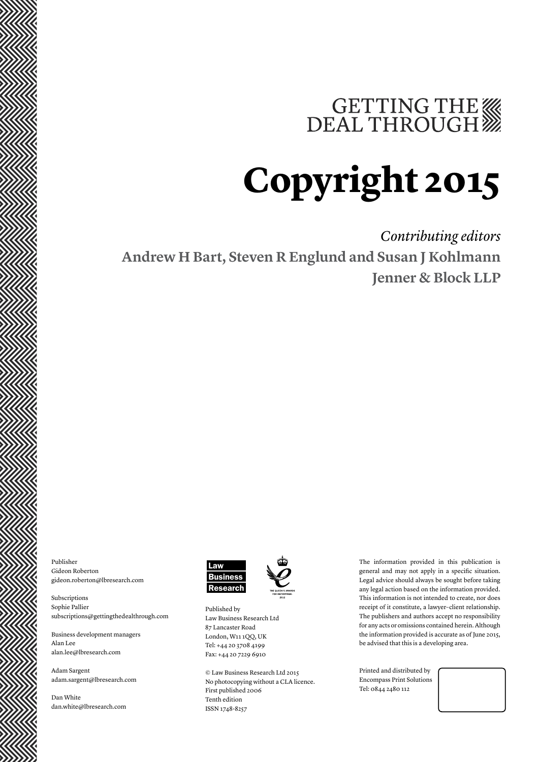GETTING THE DEAL THROUGH

# Copyright 2015

*Contributing editors*

**Andrew H Bart, Steven R Englund and Susan J Kohlmann**

**Jenner & Block LLP**

Publisher
Gideon Roberton
gideon.roberton@lbresearch.com

Subscriptions
Sophie Pallier
subscriptions@gettingthedealthrough.com

Business development managers
Alan Lee
alan.lee@lbresearch.com

Adam Sargent
adam.sargent@lbresearch.com

Dan White
dan.white@lbresearch.com

Law Business Research

THE QUEEN'S AWARDS FOR ENTERPRISE: 2012

Published by
Law Business Research Ltd
87 Lancaster Road
London, W11 1QQ, UK
Tel: +44 20 3708 4199
Fax: +44 20 7229 6910

© Law Business Research Ltd 2015
No photocopying without a CLA licence.
First published 2006
Tenth edition
ISSN 1748-8257

The information provided in this publication is general and may not apply in a specific situation. Legal advice should always be sought before taking any legal action based on the information provided. This information is not intended to create, nor does receipt of it constitute, a lawyer–client relationship. The publishers and authors accept no responsibility for any acts or omissions contained herein. Although the information provided is accurate as of June 2015, be advised that this is a developing area.

Printed and distributed by
Encompass Print Solutions
Tel: 0844 2480 112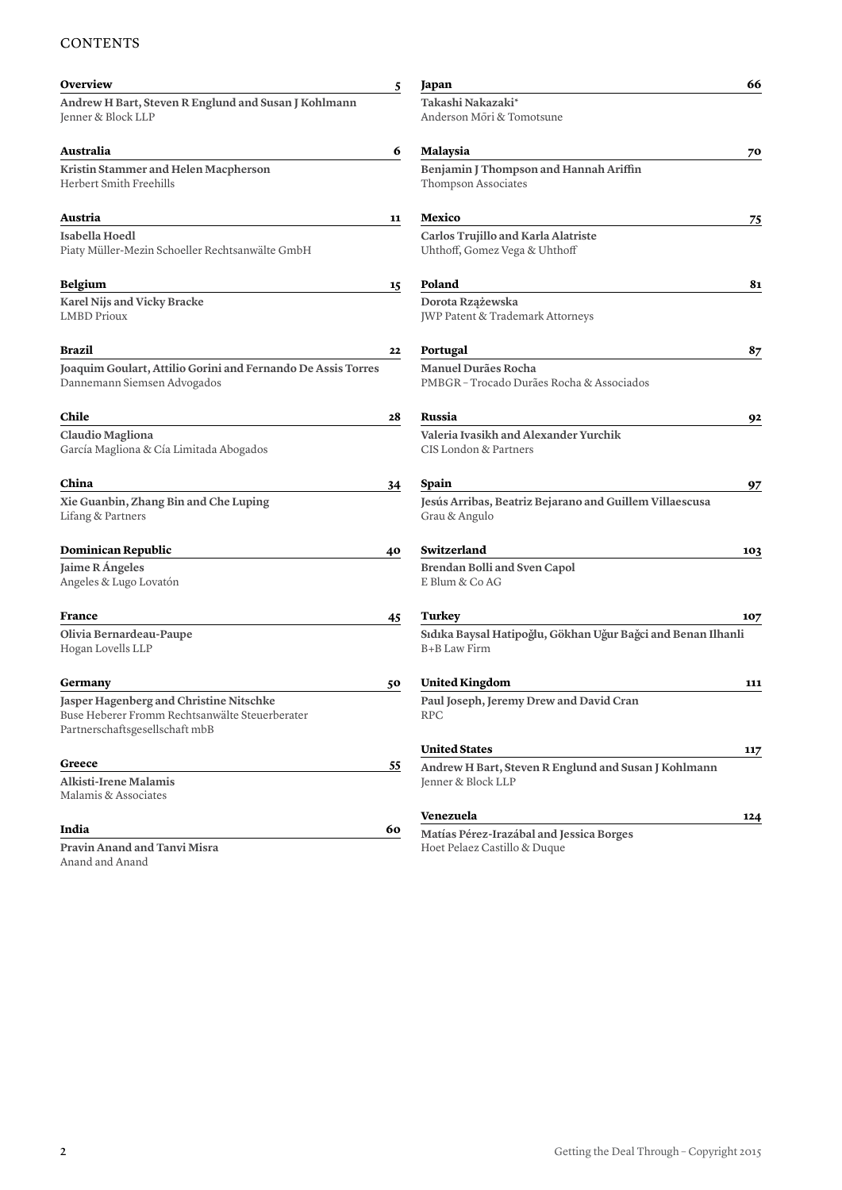# CONTENTS

**Overview** 5

**Andrew H Bart, Steven R Englund and Susan J Kohlmann**
Jenner & Block LLP

**Australia** 6

**Kristin Stammer and Helen Macpherson**
Herbert Smith Freehills

**Austria** 11

**Isabella Hoedl**
Piaty Müller-Mezin Schoeller Rechtsanwälte GmbH

**Belgium** 15

**Karel Nijs and Vicky Bracke**
LMBD Prioux

**Brazil** 22

**Joaquim Goulart, Attilio Gorini and Fernando De Assis Torres**
Dannemann Siemsen Advogados

**Chile** 28

**Claudio Magliona**
García Magliona & Cía Limitada Abogados

**China** 34

**Xie Guanbin, Zhang Bin and Che Luping**
Lifang & Partners

**Dominican Republic** 40

**Jaime R Ángeles**
Angeles & Lugo Lovatón

**France** 45

**Olivia Bernardeau-Paupe**
Hogan Lovells LLP

**Germany** 50

**Jasper Hagenberg and Christine Nitschke**
Buse Heberer Fromm Rechtsanwälte Steuerberater Partnerschaftsgesellschaft mbB

**Greece** 55

**Alkisti-Irene Malamis**
Malamis & Associates

**India** 60

**Pravin Anand and Tanvi Misra**
Anand and Anand

**Japan** 66

**Takashi Nakazaki***
Anderson Mōri & Tomotsune

**Malaysia** 70

**Benjamin J Thompson and Hannah Ariffin**
Thompson Associates

**Mexico** 75

**Carlos Trujillo and Karla Alatriste**
Uhthoff, Gomez Vega & Uhthoff

**Poland** 81

**Dorota Rzążewska**
JWP Patent & Trademark Attorneys

**Portugal** 87

**Manuel Durães Rocha**
PMBGR – Trocado Durães Rocha & Associados

**Russia** 92

**Valeria Ivasikh and Alexander Yurchik**
CIS London & Partners

**Spain** 97

**Jesús Arribas, Beatriz Bejarano and Guillem Villaescusa**
Grau & Angulo

**Switzerland** 103

**Brendan Bolli and Sven Capol**
E Blum & Co AG

**Turkey** 107

**Sıdıka Baysal Hatipoğlu, Gökhan Uğur Bağci and Benan Ilhanli**
B+B Law Firm

**United Kingdom** 111

**Paul Joseph, Jeremy Drew and David Cran**
RPC

**United States** 117

**Andrew H Bart, Steven R Englund and Susan J Kohlmann**
Jenner & Block LLP

**Venezuela** 124

**Matías Pérez-Irazábal and Jessica Borges**
Hoet Pelaez Castillo & Duque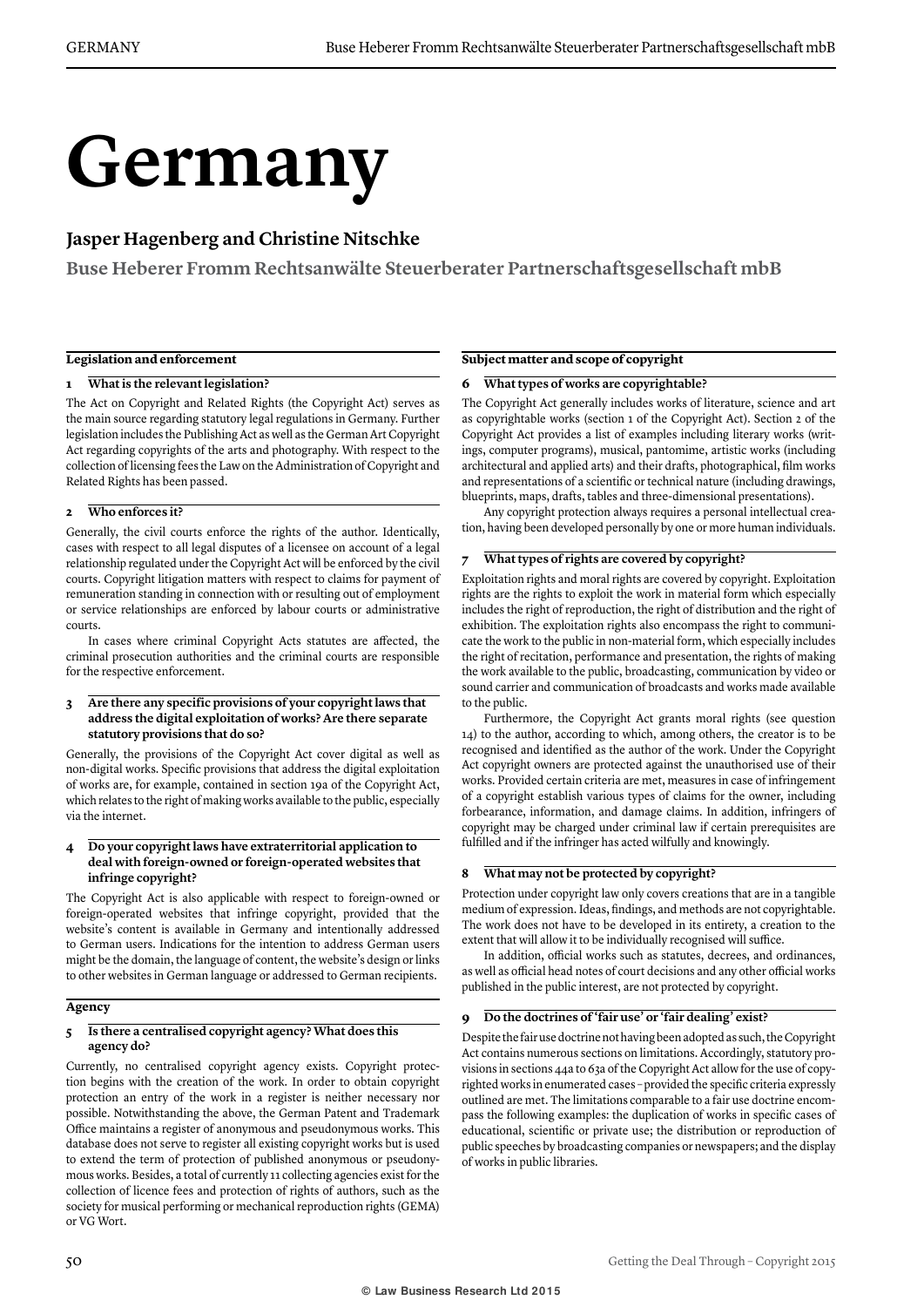# Germany

## Jasper Hagenberg and Christine Nitschke

**Buse Heberer Fromm Rechtsanwälte Steuerberater Partnerschaftsgesellschaft mbB**

### Legislation and enforcement

#### 1 What is the relevant legislation?

The Act on Copyright and Related Rights (the Copyright Act) serves as the main source regarding statutory legal regulations in Germany. Further legislation includes the Publishing Act as well as the German Art Copyright Act regarding copyrights of the arts and photography. With respect to the collection of licensing fees the Law on the Administration of Copyright and Related Rights has been passed.

#### 2 Who enforces it?

Generally, the civil courts enforce the rights of the author. Identically, cases with respect to all legal disputes of a licensee on account of a legal relationship regulated under the Copyright Act will be enforced by the civil courts. Copyright litigation matters with respect to claims for payment of remuneration standing in connection with or resulting out of employment or service relationships are enforced by labour courts or administrative courts.

In cases where criminal Copyright Acts statutes are affected, the criminal prosecution authorities and the criminal courts are responsible for the respective enforcement.

#### 3 Are there any specific provisions of your copyright laws that address the digital exploitation of works? Are there separate statutory provisions that do so?

Generally, the provisions of the Copyright Act cover digital as well as non-digital works. Specific provisions that address the digital exploitation of works are, for example, contained in section 19a of the Copyright Act, which relates to the right of making works available to the public, especially via the internet.

#### 4 Do your copyright laws have extraterritorial application to deal with foreign-owned or foreign-operated websites that infringe copyright?

The Copyright Act is also applicable with respect to foreign-owned or foreign-operated websites that infringe copyright, provided that the website's content is available in Germany and intentionally addressed to German users. Indications for the intention to address German users might be the domain, the language of content, the website's design or links to other websites in German language or addressed to German recipients.

### Agency

#### 5 Is there a centralised copyright agency? What does this agency do?

Currently, no centralised copyright agency exists. Copyright protection begins with the creation of the work. In order to obtain copyright protection an entry of the work in a register is neither necessary nor possible. Notwithstanding the above, the German Patent and Trademark Office maintains a register of anonymous and pseudonymous works. This database does not serve to register all existing copyright works but is used to extend the term of protection of published anonymous or pseudonymous works. Besides, a total of currently 11 collecting agencies exist for the collection of licence fees and protection of rights of authors, such as the society for musical performing or mechanical reproduction rights (GEMA) or VG Wort.

### Subject matter and scope of copyright

#### 6 What types of works are copyrightable?

The Copyright Act generally includes works of literature, science and art as copyrightable works (section 1 of the Copyright Act). Section 2 of the Copyright Act provides a list of examples including literary works (writings, computer programs), musical, pantomime, artistic works (including architectural and applied arts) and their drafts, photographical, film works and representations of a scientific or technical nature (including drawings, blueprints, maps, drafts, tables and three-dimensional presentations).

Any copyright protection always requires a personal intellectual creation, having been developed personally by one or more human individuals.

#### 7 What types of rights are covered by copyright?

Exploitation rights and moral rights are covered by copyright. Exploitation rights are the rights to exploit the work in material form which especially includes the right of reproduction, the right of distribution and the right of exhibition. The exploitation rights also encompass the right to communicate the work to the public in non-material form, which especially includes the right of recitation, performance and presentation, the rights of making the work available to the public, broadcasting, communication by video or sound carrier and communication of broadcasts and works made available to the public.

Furthermore, the Copyright Act grants moral rights (see question 14) to the author, according to which, among others, the creator is to be recognised and identified as the author of the work. Under the Copyright Act copyright owners are protected against the unauthorised use of their works. Provided certain criteria are met, measures in case of infringement of a copyright establish various types of claims for the owner, including forbearance, information, and damage claims. In addition, infringers of copyright may be charged under criminal law if certain prerequisites are fulfilled and if the infringer has acted wilfully and knowingly.

#### 8 What may not be protected by copyright?

Protection under copyright law only covers creations that are in a tangible medium of expression. Ideas, findings, and methods are not copyrightable. The work does not have to be developed in its entirety, a creation to the extent that will allow it to be individually recognised will suffice.

In addition, official works such as statutes, decrees, and ordinances, as well as official head notes of court decisions and any other official works published in the public interest, are not protected by copyright.

#### 9 Do the doctrines of 'fair use' or 'fair dealing' exist?

Despite the fair use doctrine not having been adopted as such, the Copyright Act contains numerous sections on limitations. Accordingly, statutory provisions in sections 44a to 63a of the Copyright Act allow for the use of copyrighted works in enumerated cases – provided the specific criteria expressly outlined are met. The limitations comparable to a fair use doctrine encompass the following examples: the duplication of works in specific cases of educational, scientific or private use; the distribution or reproduction of public speeches by broadcasting companies or newspapers; and the display of works in public libraries.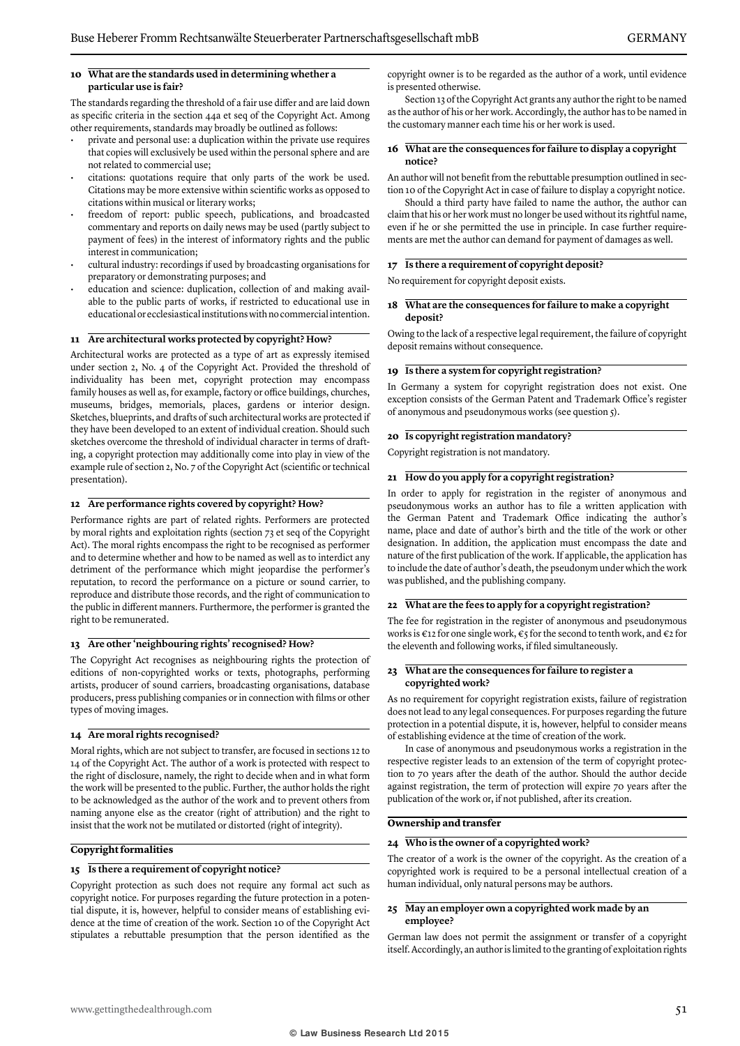### 10 What are the standards used in determining whether a particular use is fair?

The standards regarding the threshold of a fair use differ and are laid down as specific criteria in the section 44a et seq of the Copyright Act. Among other requirements, standards may broadly be outlined as follows:

- private and personal use: a duplication within the private use requires that copies will exclusively be used within the personal sphere and are not related to commercial use;
- citations: quotations require that only parts of the work be used. Citations may be more extensive within scientific works as opposed to citations within musical or literary works;
- freedom of report: public speech, publications, and broadcasted commentary and reports on daily news may be used (partly subject to payment of fees) in the interest of informatory rights and the public interest in communication;
- cultural industry: recordings if used by broadcasting organisations for preparatory or demonstrating purposes; and
- education and science: duplication, collection of and making available to the public parts of works, if restricted to educational use in educational or ecclesiastical institutions with no commercial intention.

### 11 Are architectural works protected by copyright? How?

Architectural works are protected as a type of art as expressly itemised under section 2, No. 4 of the Copyright Act. Provided the threshold of individuality has been met, copyright protection may encompass family houses as well as, for example, factory or office buildings, churches, museums, bridges, memorials, places, gardens or interior design. Sketches, blueprints, and drafts of such architectural works are protected if they have been developed to an extent of individual creation. Should such sketches overcome the threshold of individual character in terms of drafting, a copyright protection may additionally come into play in view of the example rule of section 2, No. 7 of the Copyright Act (scientific or technical presentation).

### 12 Are performance rights covered by copyright? How?

Performance rights are part of related rights. Performers are protected by moral rights and exploitation rights (section 73 et seq of the Copyright Act). The moral rights encompass the right to be recognised as performer and to determine whether and how to be named as well as to interdict any detriment of the performance which might jeopardise the performer's reputation, to record the performance on a picture or sound carrier, to reproduce and distribute those records, and the right of communication to the public in different manners. Furthermore, the performer is granted the right to be remunerated.

### 13 Are other 'neighbouring rights' recognised? How?

The Copyright Act recognises as neighbouring rights the protection of editions of non-copyrighted works or texts, photographs, performing artists, producer of sound carriers, broadcasting organisations, database producers, press publishing companies or in connection with films or other types of moving images.

### 14 Are moral rights recognised?

Moral rights, which are not subject to transfer, are focused in sections 12 to 14 of the Copyright Act. The author of a work is protected with respect to the right of disclosure, namely, the right to decide when and in what form the work will be presented to the public. Further, the author holds the right to be acknowledged as the author of the work and to prevent others from naming anyone else as the creator (right of attribution) and the right to insist that the work not be mutilated or distorted (right of integrity).

## Copyright formalities

### 15 Is there a requirement of copyright notice?

Copyright protection as such does not require any formal act such as copyright notice. For purposes regarding the future protection in a potential dispute, it is, however, helpful to consider means of establishing evidence at the time of creation of the work. Section 10 of the Copyright Act stipulates a rebuttable presumption that the person identified as the copyright owner is to be regarded as the author of a work, until evidence is presented otherwise.

Section 13 of the Copyright Act grants any author the right to be named as the author of his or her work. Accordingly, the author has to be named in the customary manner each time his or her work is used.

### 16 What are the consequences for failure to display a copyright notice?

An author will not benefit from the rebuttable presumption outlined in section 10 of the Copyright Act in case of failure to display a copyright notice.

Should a third party have failed to name the author, the author can claim that his or her work must no longer be used without its rightful name, even if he or she permitted the use in principle. In case further requirements are met the author can demand for payment of damages as well.

### 17 Is there a requirement of copyright deposit?

No requirement for copyright deposit exists.

### 18 What are the consequences for failure to make a copyright deposit?

Owing to the lack of a respective legal requirement, the failure of copyright deposit remains without consequence.

### 19 Is there a system for copyright registration?

In Germany a system for copyright registration does not exist. One exception consists of the German Patent and Trademark Office's register of anonymous and pseudonymous works (see question 5).

### 20 Is copyright registration mandatory?

Copyright registration is not mandatory.

### 21 How do you apply for a copyright registration?

In order to apply for registration in the register of anonymous and pseudonymous works an author has to file a written application with the German Patent and Trademark Office indicating the author's name, place and date of author's birth and the title of the work or other designation. In addition, the application must encompass the date and nature of the first publication of the work. If applicable, the application has to include the date of author's death, the pseudonym under which the work was published, and the publishing company.

### 22 What are the fees to apply for a copyright registration?

The fee for registration in the register of anonymous and pseudonymous works is €12 for one single work, €5 for the second to tenth work, and €2 for the eleventh and following works, if filed simultaneously.

### 23 What are the consequences for failure to register a copyrighted work?

As no requirement for copyright registration exists, failure of registration does not lead to any legal consequences. For purposes regarding the future protection in a potential dispute, it is, however, helpful to consider means of establishing evidence at the time of creation of the work.

In case of anonymous and pseudonymous works a registration in the respective register leads to an extension of the term of copyright protection to 70 years after the death of the author. Should the author decide against registration, the term of protection will expire 70 years after the publication of the work or, if not published, after its creation.

## Ownership and transfer

### 24 Who is the owner of a copyrighted work?

The creator of a work is the owner of the copyright. As the creation of a copyrighted work is required to be a personal intellectual creation of a human individual, only natural persons may be authors.

### 25 May an employer own a copyrighted work made by an employee?

German law does not permit the assignment or transfer of a copyright itself. Accordingly, an author is limited to the granting of exploitation rights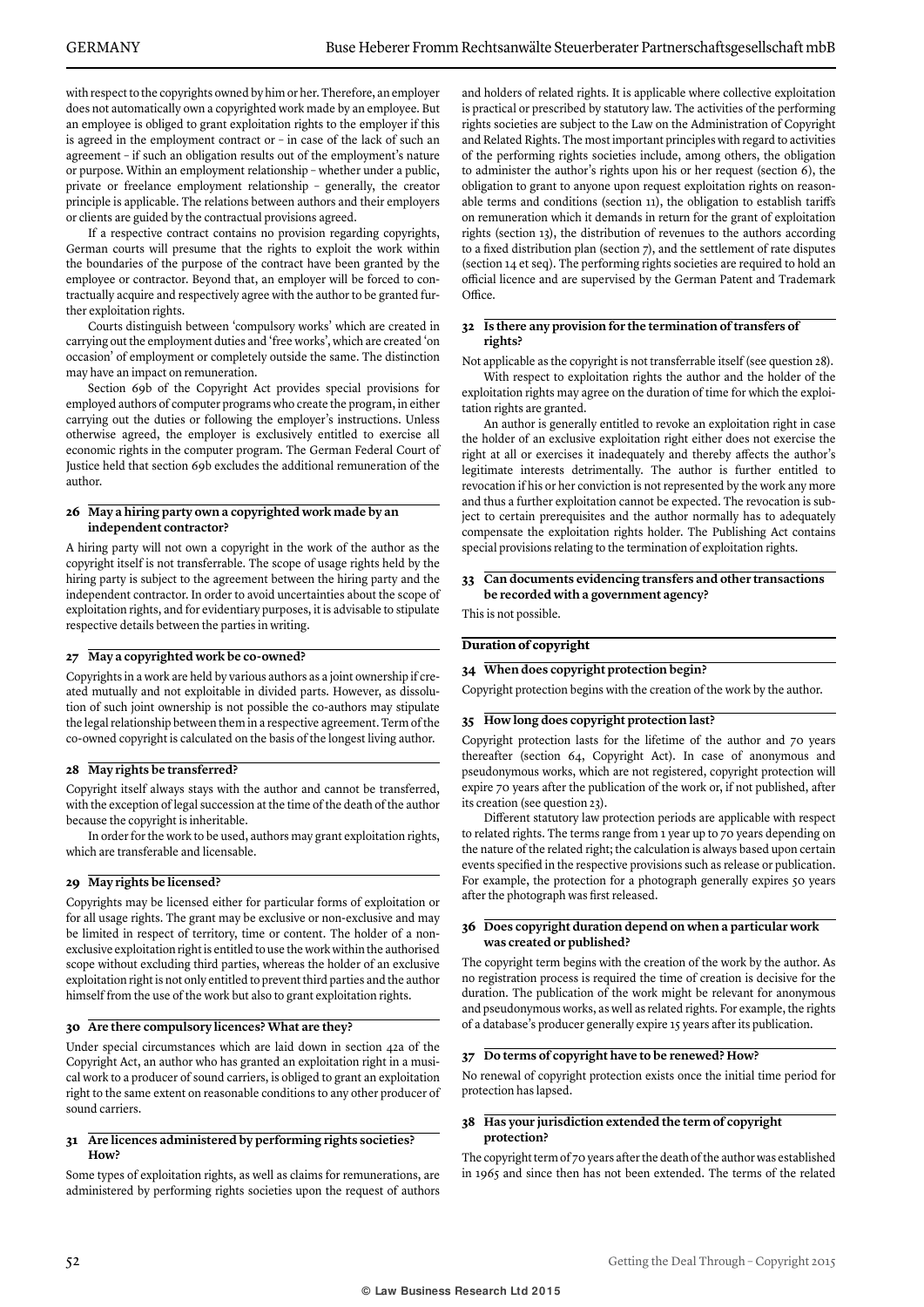with respect to the copyrights owned by him or her. Therefore, an employer does not automatically own a copyrighted work made by an employee. But an employee is obliged to grant exploitation rights to the employer if this is agreed in the employment contract or – in case of the lack of such an agreement – if such an obligation results out of the employment's nature or purpose. Within an employment relationship – whether under a public, private or freelance employment relationship – generally, the creator principle is applicable. The relations between authors and their employers or clients are guided by the contractual provisions agreed.

If a respective contract contains no provision regarding copyrights, German courts will presume that the rights to exploit the work within the boundaries of the purpose of the contract have been granted by the employee or contractor. Beyond that, an employer will be forced to contractually acquire and respectively agree with the author to be granted further exploitation rights.

Courts distinguish between 'compulsory works' which are created in carrying out the employment duties and 'free works', which are created 'on occasion' of employment or completely outside the same. The distinction may have an impact on remuneration.

Section 69b of the Copyright Act provides special provisions for employed authors of computer programs who create the program, in either carrying out the duties or following the employer's instructions. Unless otherwise agreed, the employer is exclusively entitled to exercise all economic rights in the computer program. The German Federal Court of Justice held that section 69b excludes the additional remuneration of the author.

### 26 May a hiring party own a copyrighted work made by an independent contractor?

A hiring party will not own a copyright in the work of the author as the copyright itself is not transferrable. The scope of usage rights held by the hiring party is subject to the agreement between the hiring party and the independent contractor. In order to avoid uncertainties about the scope of exploitation rights, and for evidentiary purposes, it is advisable to stipulate respective details between the parties in writing.

### 27 May a copyrighted work be co-owned?

Copyrights in a work are held by various authors as a joint ownership if created mutually and not exploitable in divided parts. However, as dissolution of such joint ownership is not possible the co-authors may stipulate the legal relationship between them in a respective agreement. Term of the co-owned copyright is calculated on the basis of the longest living author.

### 28 May rights be transferred?

Copyright itself always stays with the author and cannot be transferred, with the exception of legal succession at the time of the death of the author because the copyright is inheritable.

In order for the work to be used, authors may grant exploitation rights, which are transferable and licensable.

### 29 May rights be licensed?

Copyrights may be licensed either for particular forms of exploitation or for all usage rights. The grant may be exclusive or non-exclusive and may be limited in respect of territory, time or content. The holder of a non-exclusive exploitation right is entitled to use the work within the authorised scope without excluding third parties, whereas the holder of an exclusive exploitation right is not only entitled to prevent third parties and the author himself from the use of the work but also to grant exploitation rights.

### 30 Are there compulsory licences? What are they?

Under special circumstances which are laid down in section 42a of the Copyright Act, an author who has granted an exploitation right in a musical work to a producer of sound carriers, is obliged to grant an exploitation right to the same extent on reasonable conditions to any other producer of sound carriers.

### 31 Are licences administered by performing rights societies? How?

Some types of exploitation rights, as well as claims for remunerations, are administered by performing rights societies upon the request of authors and holders of related rights. It is applicable where collective exploitation is practical or prescribed by statutory law. The activities of the performing rights societies are subject to the Law on the Administration of Copyright and Related Rights. The most important principles with regard to activities of the performing rights societies include, among others, the obligation to administer the author's rights upon his or her request (section 6), the obligation to grant to anyone upon request exploitation rights on reasonable terms and conditions (section 11), the obligation to establish tariffs on remuneration which it demands in return for the grant of exploitation rights (section 13), the distribution of revenues to the authors according to a fixed distribution plan (section 7), and the settlement of rate disputes (section 14 et seq). The performing rights societies are required to hold an official licence and are supervised by the German Patent and Trademark Office.

### 32 Is there any provision for the termination of transfers of rights?

Not applicable as the copyright is not transferrable itself (see question 28).

With respect to exploitation rights the author and the holder of the exploitation rights may agree on the duration of time for which the exploitation rights are granted.

An author is generally entitled to revoke an exploitation right in case the holder of an exclusive exploitation right either does not exercise the right at all or exercises it inadequately and thereby affects the author's legitimate interests detrimentally. The author is further entitled to revocation if his or her conviction is not represented by the work any more and thus a further exploitation cannot be expected. The revocation is subject to certain prerequisites and the author normally has to adequately compensate the exploitation rights holder. The Publishing Act contains special provisions relating to the termination of exploitation rights.

### 33 Can documents evidencing transfers and other transactions be recorded with a government agency?

This is not possible.

## Duration of copyright

### 34 When does copyright protection begin?

Copyright protection begins with the creation of the work by the author.

### 35 How long does copyright protection last?

Copyright protection lasts for the lifetime of the author and 70 years thereafter (section 64, Copyright Act). In case of anonymous and pseudonymous works, which are not registered, copyright protection will expire 70 years after the publication of the work or, if not published, after its creation (see question 23).

Different statutory law protection periods are applicable with respect to related rights. The terms range from 1 year up to 70 years depending on the nature of the related right; the calculation is always based upon certain events specified in the respective provisions such as release or publication. For example, the protection for a photograph generally expires 50 years after the photograph was first released.

### 36 Does copyright duration depend on when a particular work was created or published?

The copyright term begins with the creation of the work by the author. As no registration process is required the time of creation is decisive for the duration. The publication of the work might be relevant for anonymous and pseudonymous works, as well as related rights. For example, the rights of a database's producer generally expire 15 years after its publication.

### 37 Do terms of copyright have to be renewed? How?

No renewal of copyright protection exists once the initial time period for protection has lapsed.

### 38 Has your jurisdiction extended the term of copyright protection?

The copyright term of 70 years after the death of the author was established in 1965 and since then has not been extended. The terms of the related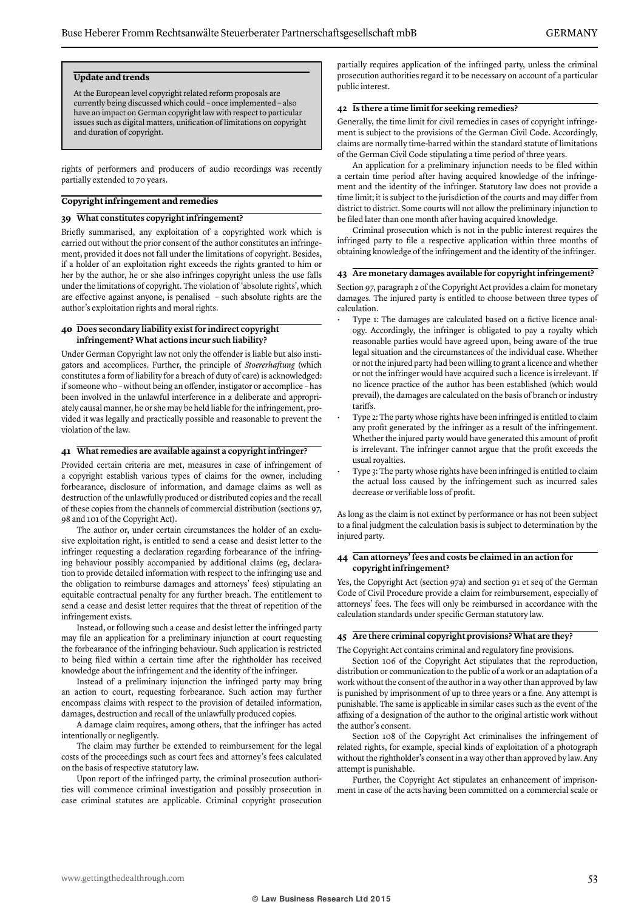**Update and trends**

At the European level copyright related reform proposals are currently being discussed which could – once implemented – also have an impact on German copyright law with respect to particular issues such as digital matters, unification of limitations on copyright and duration of copyright.

rights of performers and producers of audio recordings was recently partially extended to 70 years.

## Copyright infringement and remedies

### 39 What constitutes copyright infringement?

Briefly summarised, any exploitation of a copyrighted work which is carried out without the prior consent of the author constitutes an infringement, provided it does not fall under the limitations of copyright. Besides, if a holder of an exploitation right exceeds the rights granted to him or her by the author, he or she also infringes copyright unless the use falls under the limitations of copyright. The violation of 'absolute rights', which are effective against anyone, is penalised – such absolute rights are the author's exploitation rights and moral rights.

### 40 Does secondary liability exist for indirect copyright infringement? What actions incur such liability?

Under German Copyright law not only the offender is liable but also instigators and accomplices. Further, the principle of *Stoererhaftung* (which constitutes a form of liability for a breach of duty of care) is acknowledged: if someone who – without being an offender, instigator or accomplice – has been involved in the unlawful interference in a deliberate and appropriately causal manner, he or she may be held liable for the infringement, provided it was legally and practically possible and reasonable to prevent the violation of the law.

### 41 What remedies are available against a copyright infringer?

Provided certain criteria are met, measures in case of infringement of a copyright establish various types of claims for the owner, including forbearance, disclosure of information, and damage claims as well as destruction of the unlawfully produced or distributed copies and the recall of these copies from the channels of commercial distribution (sections 97, 98 and 101 of the Copyright Act).

The author or, under certain circumstances the holder of an exclusive exploitation right, is entitled to send a cease and desist letter to the infringer requesting a declaration regarding forbearance of the infringing behaviour possibly accompanied by additional claims (eg, declaration to provide detailed information with respect to the infringing use and the obligation to reimburse damages and attorneys' fees) stipulating an equitable contractual penalty for any further breach. The entitlement to send a cease and desist letter requires that the threat of repetition of the infringement exists.

Instead, or following such a cease and desist letter the infringed party may file an application for a preliminary injunction at court requesting the forbearance of the infringing behaviour. Such application is restricted to being filed within a certain time after the rightholder has received knowledge about the infringement and the identity of the infringer.

Instead of a preliminary injunction the infringed party may bring an action to court, requesting forbearance. Such action may further encompass claims with respect to the provision of detailed information, damages, destruction and recall of the unlawfully produced copies.

A damage claim requires, among others, that the infringer has acted intentionally or negligently.

The claim may further be extended to reimbursement for the legal costs of the proceedings such as court fees and attorney's fees calculated on the basis of respective statutory law.

Upon report of the infringed party, the criminal prosecution authorities will commence criminal investigation and possibly prosecution in case criminal statutes are applicable. Criminal copyright prosecution partially requires application of the infringed party, unless the criminal prosecution authorities regard it to be necessary on account of a particular public interest.

### 42 Is there a time limit for seeking remedies?

Generally, the time limit for civil remedies in cases of copyright infringement is subject to the provisions of the German Civil Code. Accordingly, claims are normally time-barred within the standard statute of limitations of the German Civil Code stipulating a time period of three years.

An application for a preliminary injunction needs to be filed within a certain time period after having acquired knowledge of the infringement and the identity of the infringer. Statutory law does not provide a time limit; it is subject to the jurisdiction of the courts and may differ from district to district. Some courts will not allow the preliminary injunction to be filed later than one month after having acquired knowledge.

Criminal prosecution which is not in the public interest requires the infringed party to file a respective application within three months of obtaining knowledge of the infringement and the identity of the infringer.

### 43 Are monetary damages available for copyright infringement?

Section 97, paragraph 2 of the Copyright Act provides a claim for monetary damages. The injured party is entitled to choose between three types of calculation.

- Type 1: The damages are calculated based on a fictive licence analogy. Accordingly, the infringer is obligated to pay a royalty which reasonable parties would have agreed upon, being aware of the true legal situation and the circumstances of the individual case. Whether or not the injured party had been willing to grant a licence and whether or not the infringer would have acquired such a licence is irrelevant. If no licence practice of the author has been established (which would prevail), the damages are calculated on the basis of branch or industry tariffs.
- Type 2: The party whose rights have been infringed is entitled to claim any profit generated by the infringer as a result of the infringement. Whether the injured party would have generated this amount of profit is irrelevant. The infringer cannot argue that the profit exceeds the usual royalties.
- Type 3: The party whose rights have been infringed is entitled to claim the actual loss caused by the infringement such as incurred sales decrease or verifiable loss of profit.

As long as the claim is not extinct by performance or has not been subject to a final judgment the calculation basis is subject to determination by the injured party.

### 44 Can attorneys' fees and costs be claimed in an action for copyright infringement?

Yes, the Copyright Act (section 97a) and section 91 et seq of the German Code of Civil Procedure provide a claim for reimbursement, especially of attorneys' fees. The fees will only be reimbursed in accordance with the calculation standards under specific German statutory law.

### 45 Are there criminal copyright provisions? What are they?

The Copyright Act contains criminal and regulatory fine provisions.

Section 106 of the Copyright Act stipulates that the reproduction, distribution or communication to the public of a work or an adaptation of a work without the consent of the author in a way other than approved by law is punished by imprisonment of up to three years or a fine. Any attempt is punishable. The same is applicable in similar cases such as the event of the affixing of a designation of the author to the original artistic work without the author's consent.

Section 108 of the Copyright Act criminalises the infringement of related rights, for example, special kinds of exploitation of a photograph without the rightholder's consent in a way other than approved by law. Any attempt is punishable.

Further, the Copyright Act stipulates an enhancement of imprisonment in case of the acts having been committed on a commercial scale or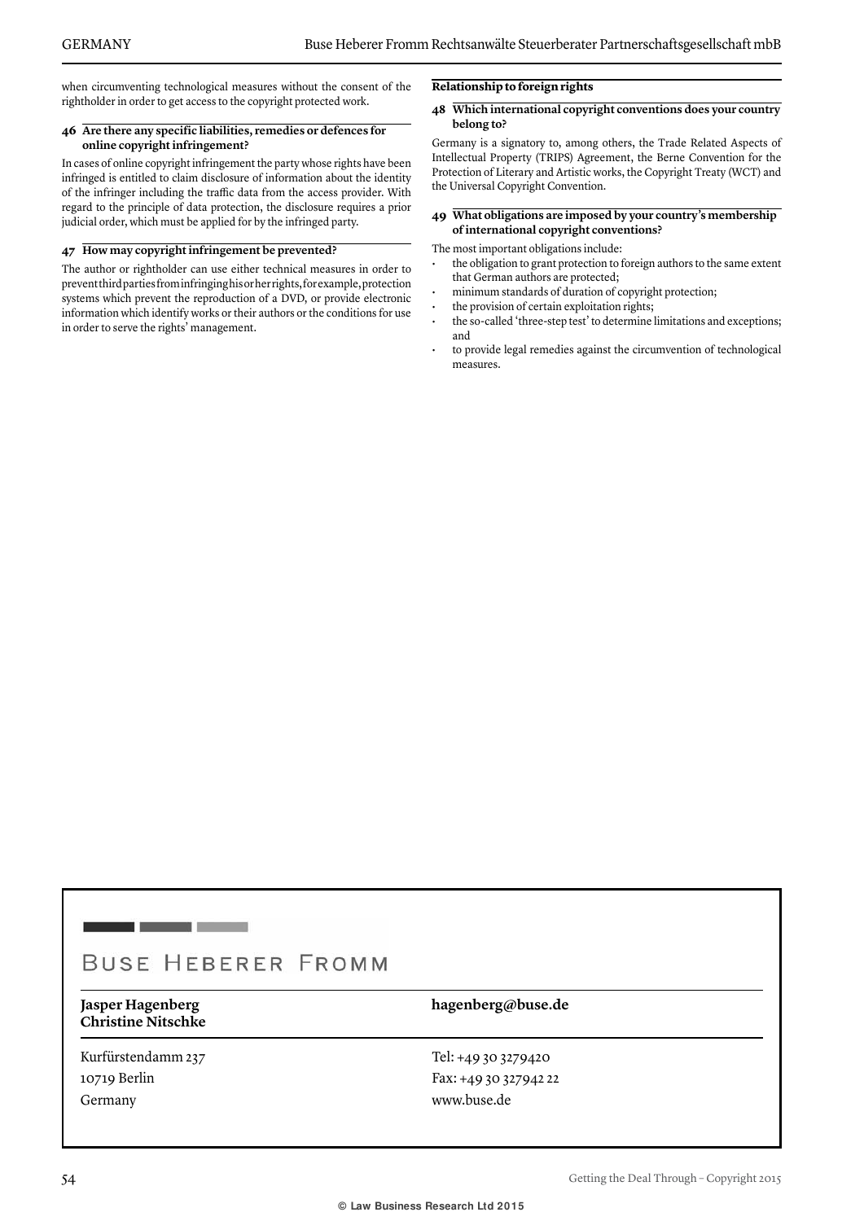when circumventing technological measures without the consent of the rightholder in order to get access to the copyright protected work.

### 46 Are there any specific liabilities, remedies or defences for online copyright infringement?

In cases of online copyright infringement the party whose rights have been infringed is entitled to claim disclosure of information about the identity of the infringer including the traffic data from the access provider. With regard to the principle of data protection, the disclosure requires a prior judicial order, which must be applied for by the infringed party.

### 47 How may copyright infringement be prevented?

The author or rightholder can use either technical measures in order to prevent third parties from infringing his or her rights, for example, protection systems which prevent the reproduction of a DVD, or provide electronic information which identify works or their authors or the conditions for use in order to serve the rights' management.

## Relationship to foreign rights

### 48 Which international copyright conventions does your country belong to?

Germany is a signatory to, among others, the Trade Related Aspects of Intellectual Property (TRIPS) Agreement, the Berne Convention for the Protection of Literary and Artistic works, the Copyright Treaty (WCT) and the Universal Copyright Convention.

### 49 What obligations are imposed by your country's membership of international copyright conventions?

The most important obligations include:

- the obligation to grant protection to foreign authors to the same extent that German authors are protected;
- minimum standards of duration of copyright protection;
- the provision of certain exploitation rights;
- the so-called 'three-step test' to determine limitations and exceptions; and
- to provide legal remedies against the circumvention of technological measures.

---

BUSE HEBERER FROMM

**Jasper Hagenberg**
**Christine Nitschke**

**hagenberg@buse.de**

Kurfürstendamm 237
10719 Berlin
Germany

Tel: +49 30 3279420
Fax: +49 30 327942 22
www.buse.de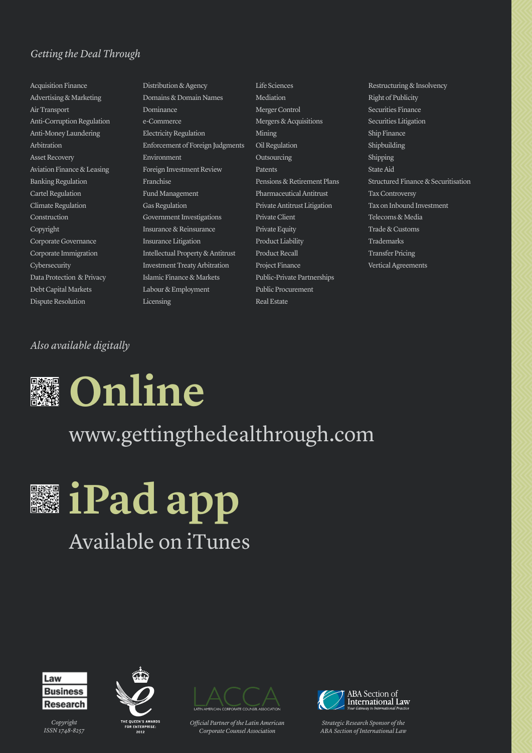*Getting the Deal Through*

- Acquisition Finance
- Advertising & Marketing
- Air Transport
- Anti-Corruption Regulation
- Anti-Money Laundering
- Arbitration
- Asset Recovery
- Aviation Finance & Leasing
- Banking Regulation
- Cartel Regulation
- Climate Regulation
- Construction
- Copyright
- Corporate Governance
- Corporate Immigration
- Cybersecurity
- Data Protection & Privacy
- Debt Capital Markets
- Dispute Resolution
- Distribution & Agency
- Domains & Domain Names
- Dominance
- e-Commerce
- Electricity Regulation
- Enforcement of Foreign Judgments
- Environment
- Foreign Investment Review
- Franchise
- Fund Management
- Gas Regulation
- Government Investigations
- Insurance & Reinsurance
- Insurance Litigation
- Intellectual Property & Antitrust
- Investment Treaty Arbitration
- Islamic Finance & Markets
- Labour & Employment
- Licensing
- Life Sciences
- Mediation
- Merger Control
- Mergers & Acquisitions
- Mining
- Oil Regulation
- Outsourcing
- Patents
- Pensions & Retirement Plans
- Pharmaceutical Antitrust
- Private Antitrust Litigation
- Private Client
- Private Equity
- Product Liability
- Product Recall
- Project Finance
- Public-Private Partnerships
- Public Procurement
- Real Estate
- Restructuring & Insolvency
- Right of Publicity
- Securities Finance
- Securities Litigation
- Ship Finance
- Shipbuilding
- Shipping
- State Aid
- Structured Finance & Securitisation
- Tax Controversy
- Tax on Inbound Investment
- Telecoms & Media
- Trade & Customs
- Trademarks
- Transfer Pricing
- Vertical Agreements

*Also available digitally*

# Online

www.gettingthedealthrough.com

# iPad app

Available on iTunes

Law Business Research

*Copyright ISSN 1748-8257*

THE QUEEN'S AWARDS FOR ENTERPRISE: 2012

LACCA LATIN AMERICAN CORPORATE COUNSEL ASSOCIATION

*Official Partner of the Latin American Corporate Counsel Association*

ABA Section of International Law *Your Gateway to International Practice*

*Strategic Research Sponsor of the ABA Section of International Law*